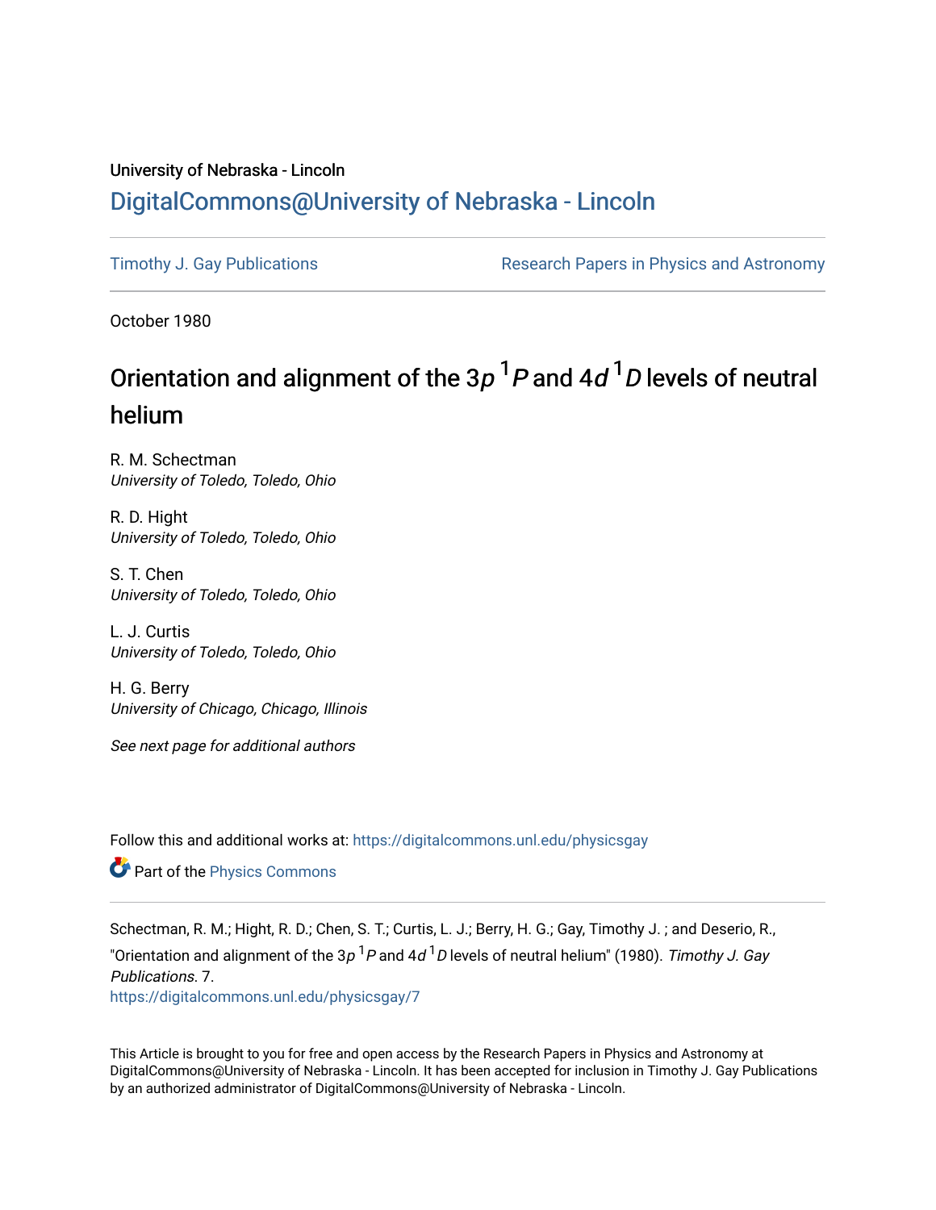University of Nebraska - Lincoln

## DigitalCommons@University of Nebraska - Lincoln

Timothy J. Gay Publications

Research Papers in Physics and Astronomy

October 1980

# Orientation and alignment of the $3p\,^1P$ and $4d\,^1D$ levels of neutral helium

R. M. Schectman
*University of Toledo, Toledo, Ohio*

R. D. Hight
*University of Toledo, Toledo, Ohio*

S. T. Chen
*University of Toledo, Toledo, Ohio*

L. J. Curtis
*University of Toledo, Toledo, Ohio*

H. G. Berry
*University of Chicago, Chicago, Illinois*

*See next page for additional authors*

Follow this and additional works at: https://digitalcommons.unl.edu/physicsgay

Part of the Physics Commons

Schectman, R. M.; Hight, R. D.; Chen, S. T.; Curtis, L. J.; Berry, H. G.; Gay, Timothy J. ; and Deserio, R., "Orientation and alignment of the $3p\,^1P$ and $4d\,^1D$ levels of neutral helium" (1980). *Timothy J. Gay Publications*. 7.
https://digitalcommons.unl.edu/physicsgay/7

This Article is brought to you for free and open access by the Research Papers in Physics and Astronomy at DigitalCommons@University of Nebraska - Lincoln. It has been accepted for inclusion in Timothy J. Gay Publications by an authorized administrator of DigitalCommons@University of Nebraska - Lincoln.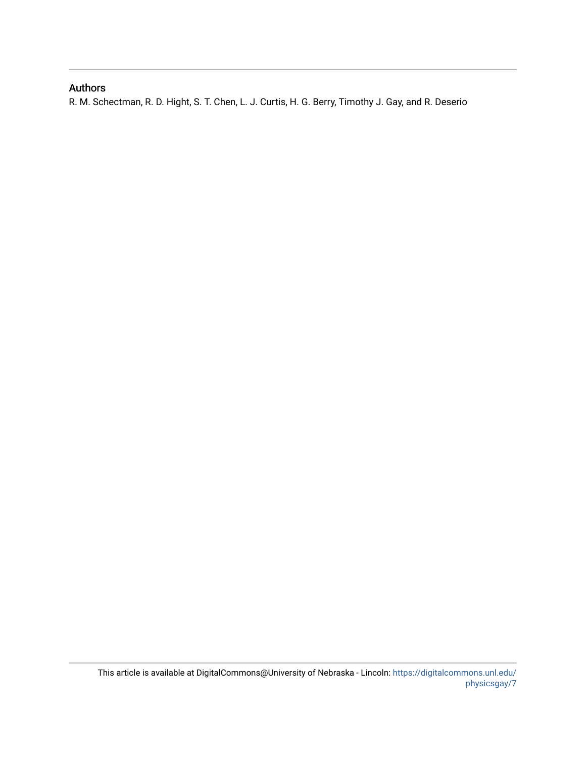## Authors

R. M. Schectman, R. D. Hight, S. T. Chen, L. J. Curtis, H. G. Berry, Timothy J. Gay, and R. Deserio

This article is available at DigitalCommons@University of Nebraska - Lincoln: https://digitalcommons.unl.edu/physicsgay/7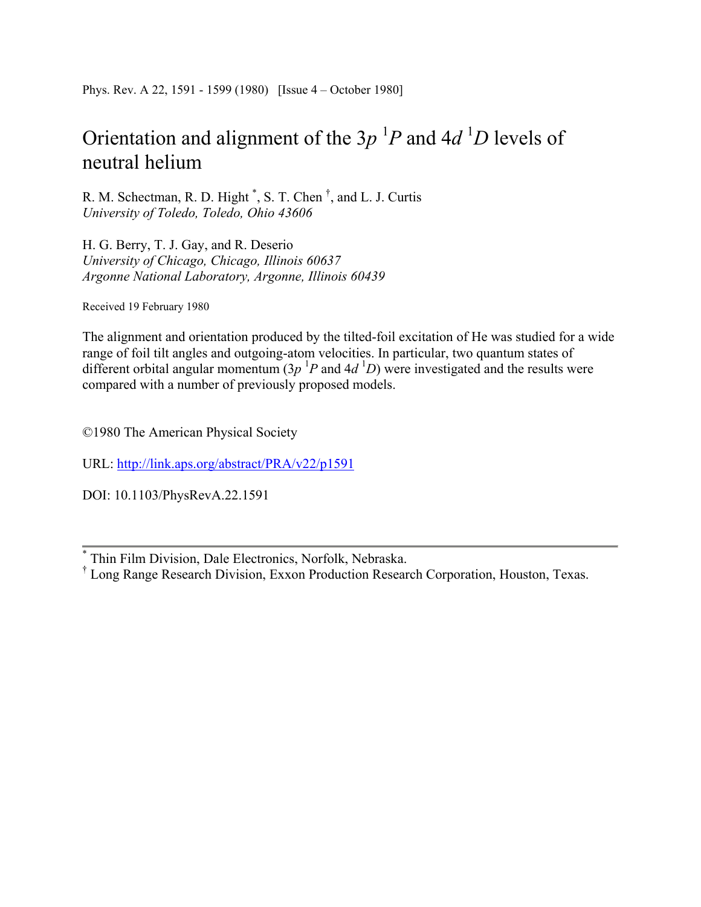Phys. Rev. A 22, 1591 - 1599 (1980) [Issue 4 – October 1980]

# Orientation and alignment of the 3$p$ $^1P$ and 4$d$ $^1D$ levels of neutral helium

R. M. Schectman, R. D. Hight *, S. T. Chen †, and L. J. Curtis
*University of Toledo, Toledo, Ohio 43606*

H. G. Berry, T. J. Gay, and R. Deserio
*University of Chicago, Chicago, Illinois 60637*
*Argonne National Laboratory, Argonne, Illinois 60439*

Received 19 February 1980

The alignment and orientation produced by the tilted-foil excitation of He was studied for a wide range of foil tilt angles and outgoing-atom velocities. In particular, two quantum states of different orbital angular momentum (3$p$ $^1P$ and 4$d$ $^1D$) were investigated and the results were compared with a number of previously proposed models.

©1980 The American Physical Society

URL: http://link.aps.org/abstract/PRA/v22/p1591

DOI: 10.1103/PhysRevA.22.1591

---

\* Thin Film Division, Dale Electronics, Norfolk, Nebraska.
† Long Range Research Division, Exxon Production Research Corporation, Houston, Texas.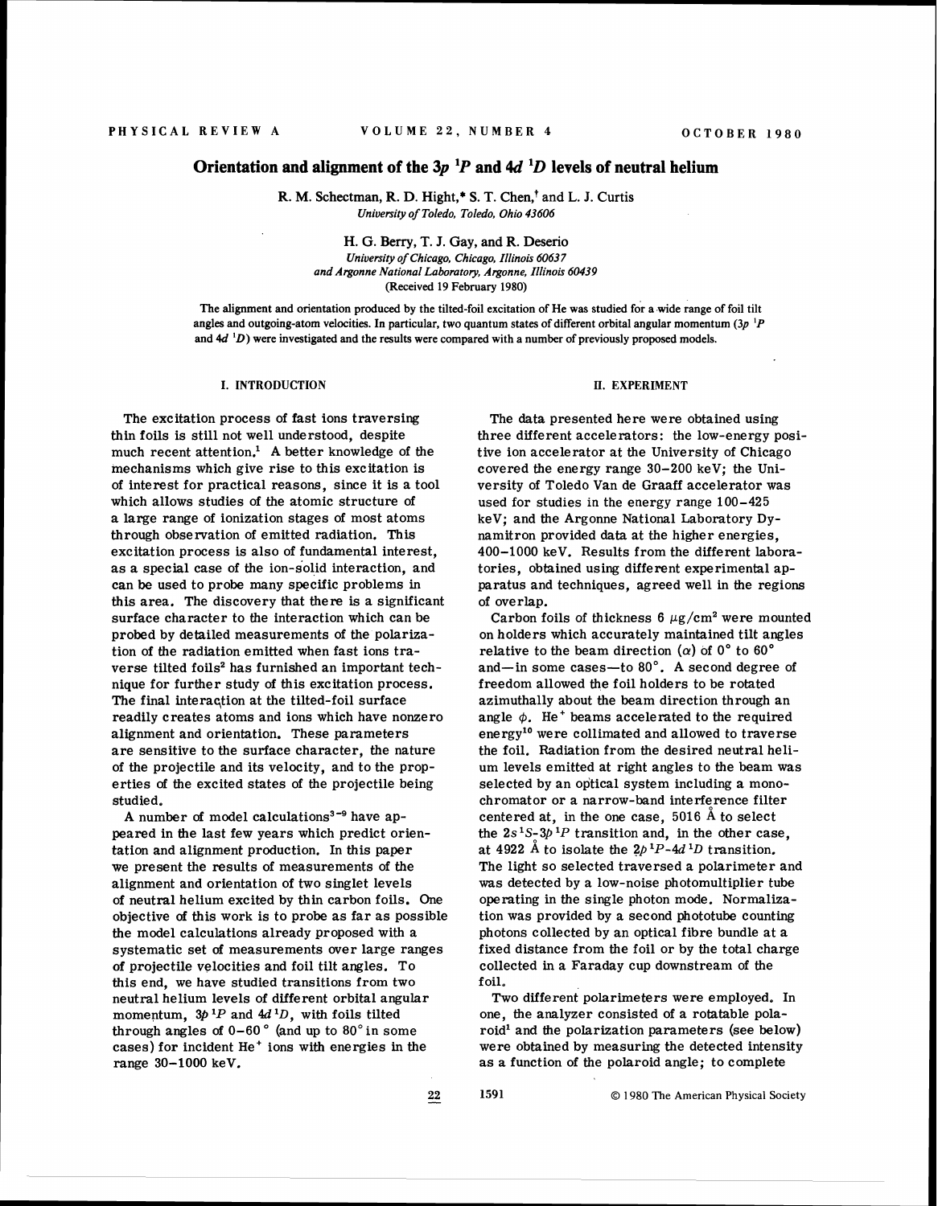# Orientation and alignment of the $3p\ ^1P$ and $4d\ ^1D$ levels of neutral helium

R. M. Schectman, R. D. Hight,* S. T. Chen,† and L. J. Curtis
*University of Toledo, Toledo, Ohio 43606*

H. G. Berry, T. J. Gay, and R. Deserio
*University of Chicago, Chicago, Illinois 60637*
*and Argonne National Laboratory, Argonne, Illinois 60439*
(Received 19 February 1980)

The alignment and orientation produced by the tilted-foil excitation of He was studied for a wide range of foil tilt angles and outgoing-atom velocities. In particular, two quantum states of different orbital angular momentum ($3p\ ^1P$ and $4d\ ^1D$) were investigated and the results were compared with a number of previously proposed models.

## I. INTRODUCTION

The excitation process of fast ions traversing thin foils is still not well understood, despite much recent attention.[1] A better knowledge of the mechanisms which give rise to this excitation is of interest for practical reasons, since it is a tool which allows studies of the atomic structure of a large range of ionization stages of most atoms through observation of emitted radiation. This excitation process is also of fundamental interest, as a special case of the ion-solid interaction, and can be used to probe many specific problems in this area. The discovery that there is a significant surface character to the interaction which can be probed by detailed measurements of the polarization of the radiation emitted when fast ions traverse tilted foils[2] has furnished an important technique for further study of this excitation process. The final interaction at the tilted-foil surface readily creates atoms and ions which have nonzero alignment and orientation. These parameters are sensitive to the surface character, the nature of the projectile and its velocity, and to the properties of the excited states of the projectile being studied.

A number of model calculations[3-9] have appeared in the last few years which predict orientation and alignment production. In this paper we present the results of measurements of the alignment and orientation of two singlet levels of neutral helium excited by thin carbon foils. One objective of this work is to probe as far as possible the model calculations already proposed with a systematic set of measurements over large ranges of projectile velocities and foil tilt angles. To this end, we have studied transitions from two neutral helium levels of different orbital angular momentum, $3p\ ^1P$ and $4d\ ^1D$, with foils tilted through angles of 0–60° (and up to 80° in some cases) for incident $He^+$ ions with energies in the range 30–1000 keV.

## II. EXPERIMENT

The data presented here were obtained using three different accelerators: the low-energy positive ion accelerator at the University of Chicago covered the energy range 30–200 keV; the University of Toledo Van de Graaff accelerator was used for studies in the energy range 100–425 keV; and the Argonne National Laboratory Dynamitron provided data at the higher energies, 400–1000 keV. Results from the different laboratories, obtained using different experimental apparatus and techniques, agreed well in the regions of overlap.

Carbon foils of thickness 6 $\mu g/cm^2$ were mounted on holders which accurately maintained tilt angles relative to the beam direction ($\alpha$) of 0° to 60° and—in some cases—to 80°. A second degree of freedom allowed the foil holders to be rotated azimuthally about the beam direction through an angle $\phi$. $He^+$ beams accelerated to the required energy[10] were collimated and allowed to traverse the foil. Radiation from the desired neutral helium levels emitted at right angles to the beam was selected by an optical system including a monochromator or a narrow-band interference filter centered at, in the one case, 5016 Å to select the $2s\ ^1S$-$3p\ ^1P$ transition and, in the other case, at 4922 Å to isolate the $2p\ ^1P$-$4d\ ^1D$ transition. The light so selected traversed a polarimeter and was detected by a low-noise photomultiplier tube operating in the single photon mode. Normalization was provided by a second phototube counting photons collected by an optical fibre bundle at a fixed distance from the foil or by the total charge collected in a Faraday cup downstream of the foil.

Two different polarimeters were employed. In one, the analyzer consisted of a rotatable polaroid[1] and the polarization parameters (see below) were obtained by measuring the detected intensity as a function of the polaroid angle; to complete

© 1980 The American Physical Society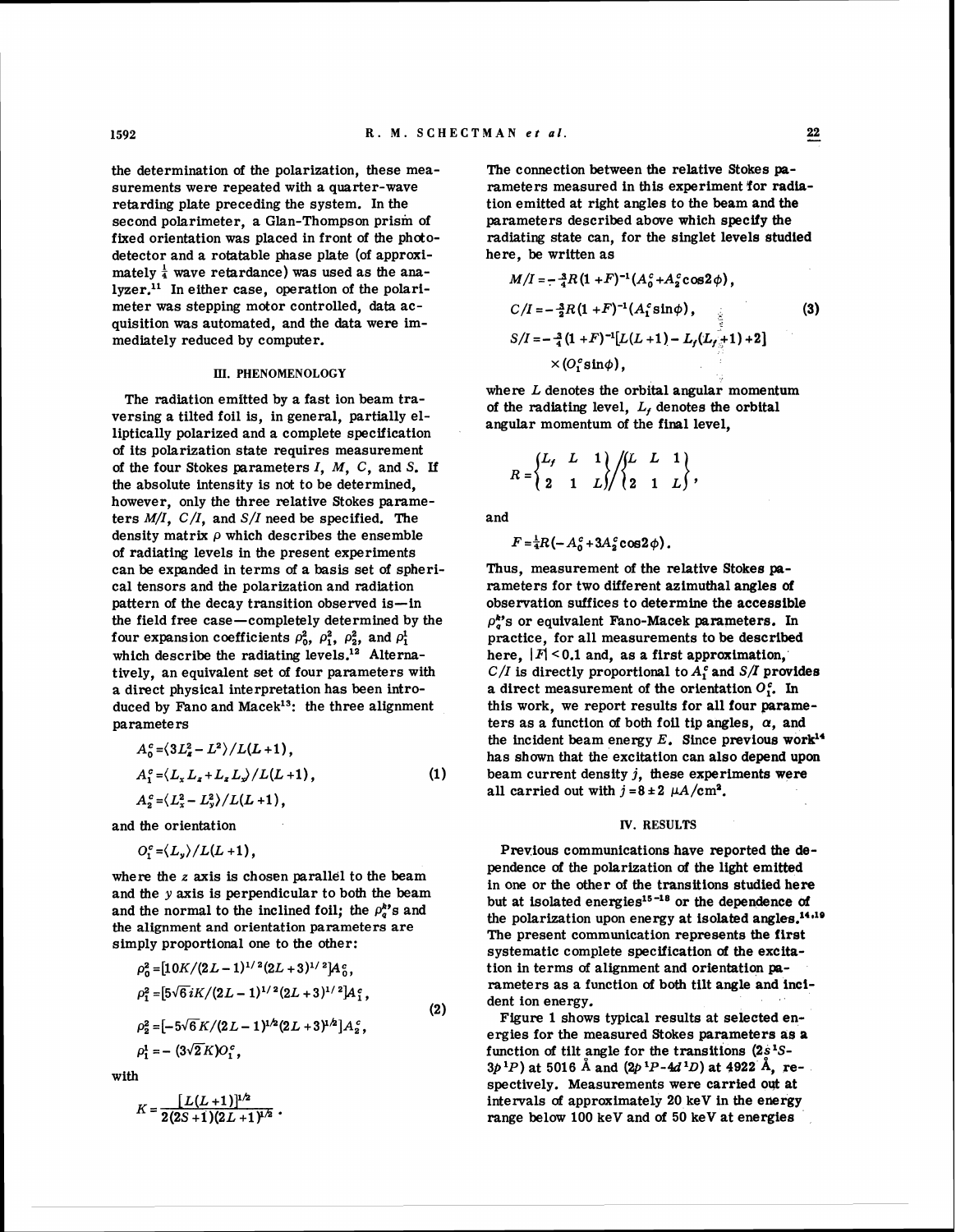the determination of the polarization, these measurements were repeated with a quarter-wave retarding plate preceding the system. In the second polarimeter, a Glan-Thompson prism of fixed orientation was placed in front of the photodetector and a rotatable phase plate (of approximately $\frac{1}{4}$ wave retardance) was used as the analyzer.[11] In either case, operation of the polarimeter was stepping motor controlled, data acquisition was automated, and the data were immediately reduced by computer.

## III. PHENOMENOLOGY

The radiation emitted by a fast ion beam traversing a tilted foil is, in general, partially elliptically polarized and a complete specification of its polarization state requires measurement of the four Stokes parameters $I$, $M$, $C$, and $S$. If the absolute intensity is not to be determined, however, only the three relative Stokes parameters $M/I$, $C/I$, and $S/I$ need be specified. The density matrix $\rho$ which describes the ensemble of radiating levels in the present experiments can be expanded in terms of a basis set of spherical tensors and the polarization and radiation pattern of the decay transition observed is—in the field free case—completely determined by the four expansion coefficients $\rho_0^2$, $\rho_1^2$, $\rho_2^2$, and $\rho_1^1$ which describe the radiating levels.[12] Alternatively, an equivalent set of four parameters with a direct physical interpretation has been introduced by Fano and Macek[13]: the three alignment parameters

$$
\begin{aligned}
A_0^c &= \langle 3L_z^2 - L^2\rangle / L(L+1)\,, \\
A_1^c &= \langle L_x L_z + L_z L_x\rangle / L(L+1)\,, \\
A_2^c &= \langle L_x^2 - L_y^2\rangle / L(L+1)\,,
\end{aligned}
\tag{1}
$$

and the orientation

$$O_1^c = \langle L_y\rangle / L(L+1)\,,$$

where the $z$ axis is chosen parallel to the beam and the $y$ axis is perpendicular to both the beam and the normal to the inclined foil; the $\rho_q^k$'s and the alignment and orientation parameters are simply proportional one to the other:

$$
\begin{aligned}
\rho_0^2 &= [10K/(2L-1)^{1/2}(2L+3)^{1/2}]A_0^c\,, \\
\rho_1^2 &= [5\sqrt{6}\,iK/(2L-1)^{1/2}(2L+3)^{1/2}]A_1^c\,, \\
\rho_2^2 &= [-5\sqrt{6}K/(2L-1)^{1/2}(2L+3)^{1/2}]A_2^c\,, \\
\rho_1^1 &= -(3\sqrt{2}K)O_1^c\,,
\end{aligned}
\tag{2}
$$

with

$$K = \frac{[L(L+1)]^{1/2}}{2(2S+1)(2L+1)^{1/2}}\,.$$

The connection between the relative Stokes parameters measured in this experiment for radiation emitted at right angles to the beam and the parameters described above which specify the radiating state can, for the singlet levels studied here, be written as

$$
\begin{aligned}
M/I &= -\tfrac{3}{4}R(1+F)^{-1}(A_0^c + A_2^c\cos 2\phi)\,, \\
C/I &= -\tfrac{3}{2}R(1+F)^{-1}(A_1^c\sin\phi)\,, \\
S/I &= -\tfrac{3}{4}(1+F)^{-1}[L(L+1) - L_f(L_f+1) + 2] \\
&\quad \times (O_1^c\sin\phi)\,,
\end{aligned}
\tag{3}
$$

where $L$ denotes the orbital angular momentum of the radiating level, $L_f$ denotes the orbital angular momentum of the final level,

$$R = \begin{Bmatrix} L_f & L & 1 \\ 2 & 1 & L \end{Bmatrix} \Big/ \begin{Bmatrix} L & L & 1 \\ 2 & 1 & L \end{Bmatrix}\,,$$

and

$$F = \tfrac{1}{4}R(-A_0^c + 3A_2^c\cos 2\phi)\,.$$

Thus, measurement of the relative Stokes parameters for two different azimuthal angles of observation suffices to determine the accessible $\rho_q^k$'s or equivalent Fano-Macek parameters. In practice, for all measurements to be described here, $|F| < 0.1$ and, as a first approximation, $C/I$ is directly proportional to $A_1^c$ and $S/I$ provides a direct measurement of the orientation $O_1^c$. In this work, we report results for all four parameters as a function of both foil tip angles, $\alpha$, and the incident beam energy $E$. Since previous work[14] has shown that the excitation can also depend upon beam current density $j$, these experiments were all carried out with $j = 8 \pm 2\ \mu\text{A/cm}^2$.

## IV. RESULTS

Previous communications have reported the dependence of the polarization of the light emitted in one or the other of the transitions studied here but at isolated energies[15-18] or the dependence of the polarization upon energy at isolated angles.[14,19] The present communication represents the first systematic complete specification of the excitation in terms of alignment and orientation parameters as a function of both tilt angle and incident ion energy.

Figure 1 shows typical results at selected energies for the measured Stokes parameters as a function of tilt angle for the transitions ($2s\,^1S$-$3p\,^1P$) at 5016 Å and ($2p\,^1P$-$4d\,^1D$) at 4922 Å, respectively. Measurements were carried out at intervals of approximately 20 keV in the energy range below 100 keV and of 50 keV at energies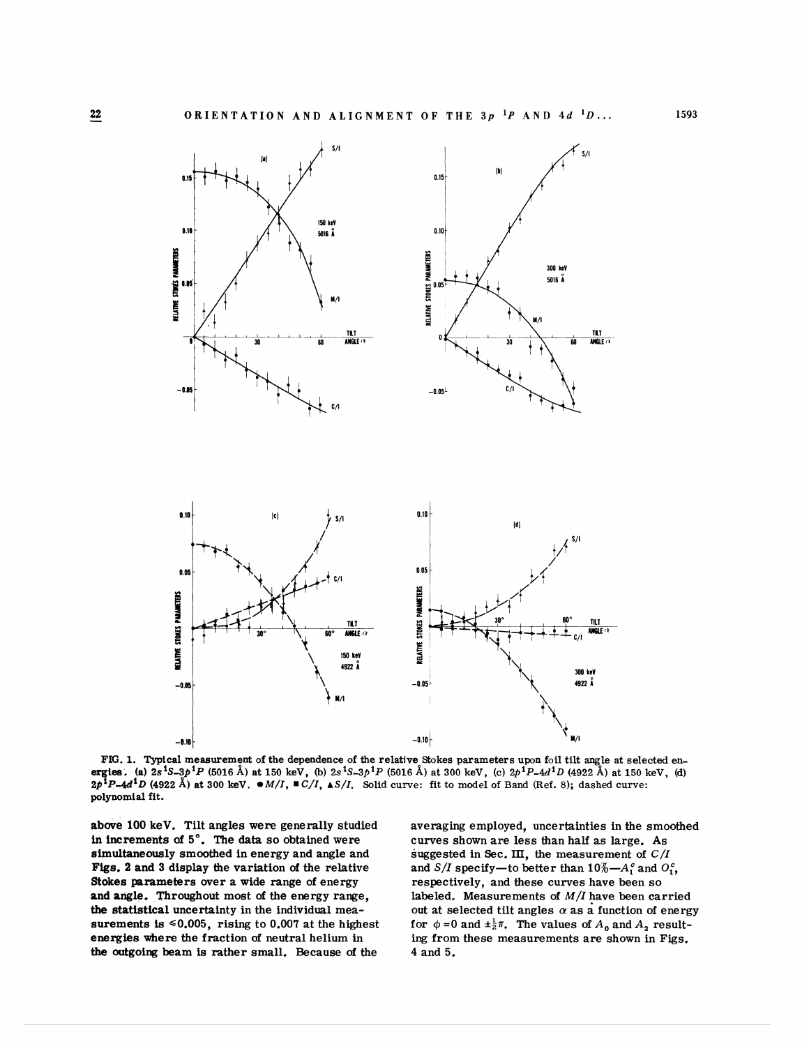(a)

0.15

0.10

0.05

0

−0.05

RELATIVE STOKES PARAMETERS

30

60

TILT ANGLE α

150 keV
5016 Å

S/I

M/I

C/I

(b)

0.15

0.10

0.05

0

−0.05

RELATIVE STOKES PARAMETERS

30

60

TILT ANGLE α

300 keV
5016 Å

S/I

M/I

C/I

(c)

0.10

0.05

−0.05

−0.10

RELATIVE STOKES PARAMETERS

30°

60°

TILT ANGLE α

150 keV
4922 Å

S/I

C/I

M/I

(d)

0.10

0.05

−0.05

−0.10

RELATIVE STOKES PARAMETERS

30°

60°

TILT ANGLE α

300 keV
4922 Å

S/I

C/I

M/I

FIG. 1. Typical measurement of the dependence of the relative Stokes parameters upon foil tilt angle at selected energies. (a) $2s\,^1S$–$3p\,^1P$ (5016 Å) at 150 keV, (b) $2s\,^1S$–$3p\,^1P$ (5016 Å) at 300 keV, (c) $2p\,^1P$–$4d\,^1D$ (4922 Å) at 150 keV, (d) $2p\,^1P$–$4d\,^1D$ (4922 Å) at 300 keV. ● $M/I$, ■ $C/I$, ▲ $S/I$. Solid curve: fit to model of Band (Ref. 8); dashed curve: polynomial fit.

above 100 keV. Tilt angles were generally studied in increments of 5°. The data so obtained were simultaneously smoothed in energy and angle and Figs. 2 and 3 display the variation of the relative Stokes parameters over a wide range of energy and angle. Throughout most of the energy range, the statistical uncertainty in the individual measurements is ≤0.005, rising to 0.007 at the highest energies where the fraction of neutral helium in the outgoing beam is rather small. Because of the averaging employed, uncertainties in the smoothed curves shown are less than half as large. As suggested in Sec. III, the measurement of $C/I$ and $S/I$ specify—to better than 10%—$A_1^c$ and $O_1^c$, respectively, and these curves have been so labeled. Measurements of $M/I$ have been carried out at selected tilt angles $\alpha$ as a function of energy for $\phi = 0$ and $\pm\frac{1}{2}\pi$. The values of $A_0$ and $A_2$ resulting from these measurements are shown in Figs. 4 and 5.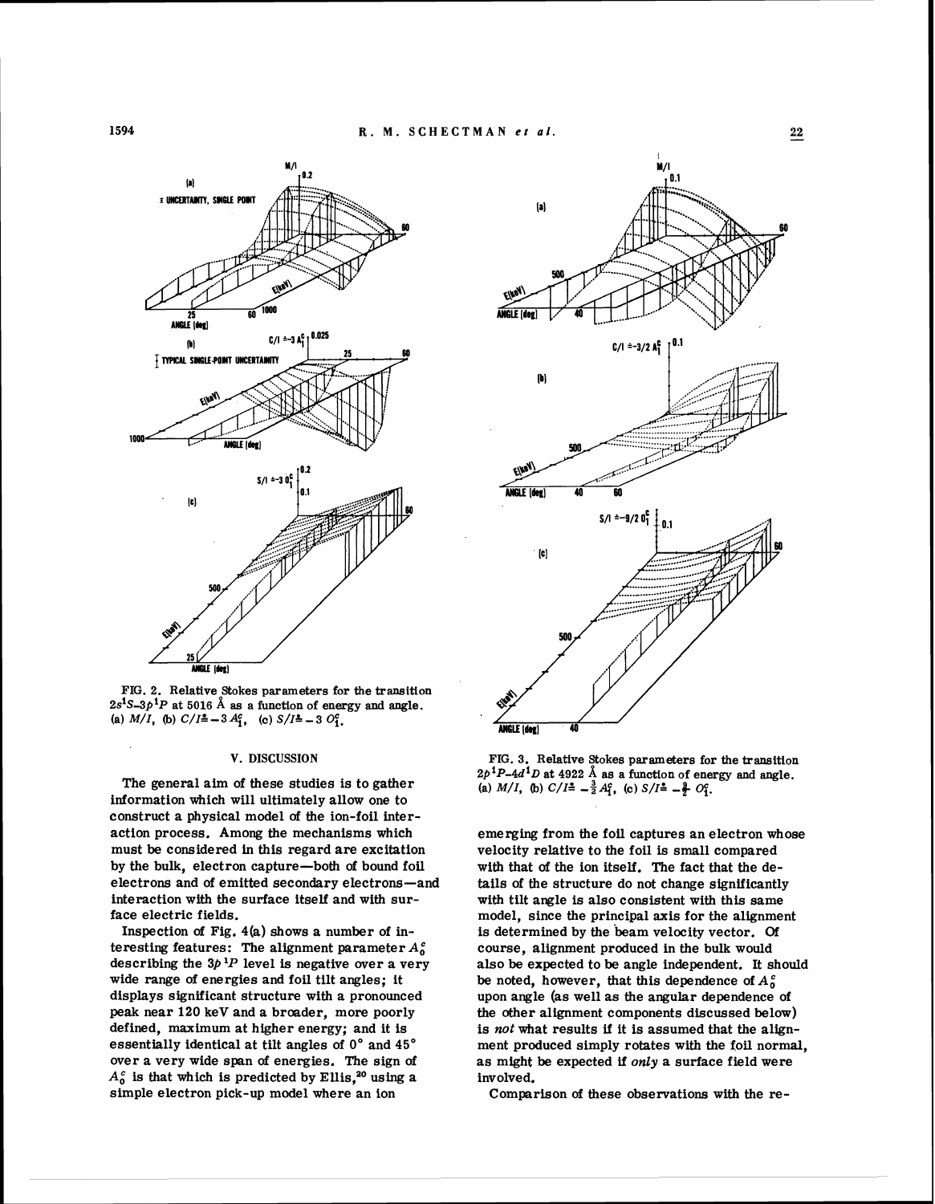M/I

0.2

(a)

UNCERTAINTY, SINGLE POINT

60

E(keV)

25

60

1000

ANGLE (deg)

(b)

C/I ≐ −3 $A_1^c$ 0.025

TYPICAL SINGLE-POINT UNCERTAINTY

25

60

E(keV)

1000

ANGLE (deg)

S/I ≐ −3 $O_1^c$ 0.2

0.1

(c)

60

500

E(keV)

25

ANGLE (deg)

FIG. 2. Relative Stokes parameters for the transition $2s\,^1S$–$3p\,^1P$ at 5016 Å as a function of energy and angle. (a) $M/I$, (b) $C/I \doteq -3\,A_1^c$, (c) $S/I \doteq -3\,O_1^c$.

M/I

0.1

(a)

60

500

E(keV)

ANGLE (deg)

40

C/I ≐ −3/2 $A_1^c$ 0.1

(b)

500

E(keV)

ANGLE (deg)

40

60

S/I ≐ −9/2 $O_1^c$ 0.1

(c)

60

500

E(keV)

ANGLE (deg)

40

FIG. 3. Relative Stokes parameters for the transition $2p\,^1P$–$4d\,^1D$ at 4922 Å as a function of energy and angle. (a) $M/I$, (b) $C/I \doteq -\frac{3}{2}A_1^c$, (c) $S/I \doteq -\frac{9}{2}\,O_1^c$.

## V. DISCUSSION

The general aim of these studies is to gather information which will ultimately allow one to construct a physical model of the ion-foil interaction process. Among the mechanisms which must be considered in this regard are excitation by the bulk, electron capture—both of bound foil electrons and of emitted secondary electrons—and interaction with the surface itself and with surface electric fields.

Inspection of Fig. 4(a) shows a number of interesting features: The alignment parameter $A_0^c$ describing the $3p\,^1P$ level is negative over a very wide range of energies and foil tilt angles; it displays significant structure with a pronounced peak near 120 keV and a broader, more poorly defined, maximum at higher energy; and it is essentially identical at tilt angles of 0° and 45° over a very wide span of energies. The sign of $A_0^c$ is that which is predicted by Ellis,[20] using a simple electron pick-up model where an ion emerging from the foil captures an electron whose velocity relative to the foil is small compared with that of the ion itself. The fact that the details of the structure do not change significantly with tilt angle is also consistent with this same model, since the principal axis for the alignment is determined by the beam velocity vector. Of course, alignment produced in the bulk would also be expected to be angle independent. It should be noted, however, that this dependence of $A_0^c$ upon angle (as well as the angular dependence of the other alignment components discussed below) is *not* what results if it is assumed that the alignment produced simply rotates with the foil normal, as might be expected if *only* a surface field were involved.

Comparison of these observations with the re-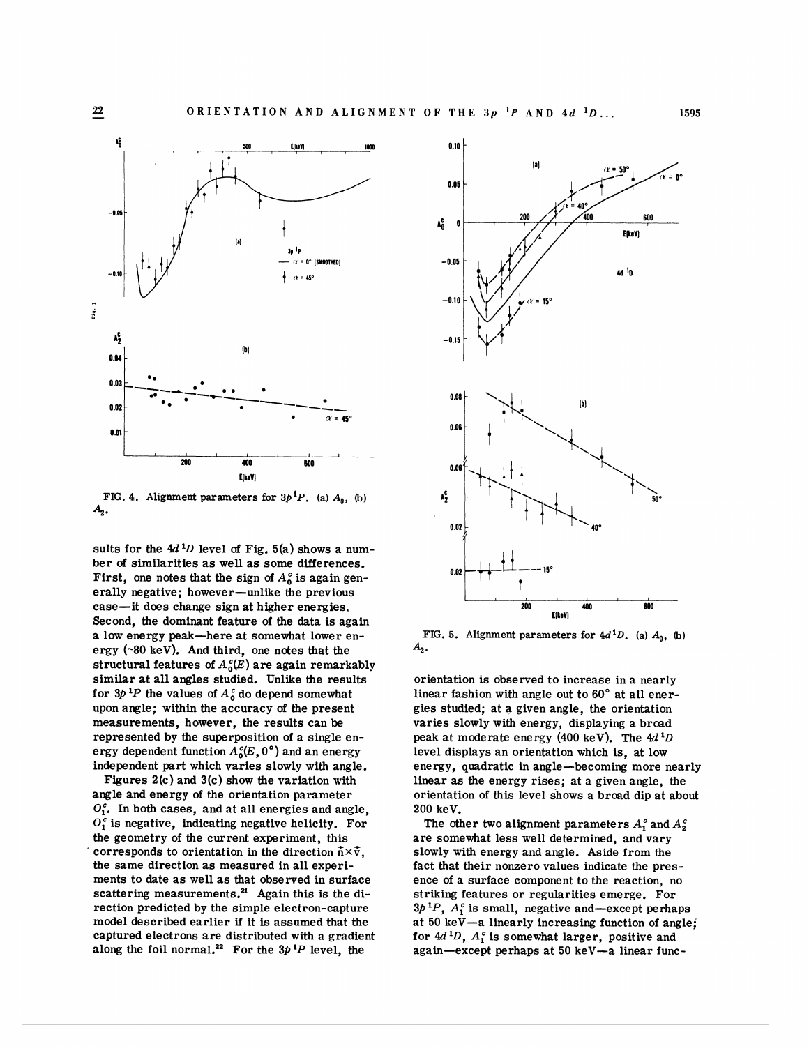$A_0^c$

500 E(keV) 1000

−0.05

(a)

$3p\ ^1P$

— $\alpha = 0°$ (SMOOTHED)

$\alpha = 45°$

−0.10

$A_2^c$

(b)

0.04

0.03

0.02

$\alpha = 45°$

0.01

200 400 600

E(keV)

FIG. 4. Alignment parameters for $3p\,^1P$. (a) $A_0$, (b) $A_2$.

0.10

(a)

$\alpha = 50°$

$\alpha = 0°$

0.05

$\alpha = 40°$

$A_0^c$ 0

200 400 600

E(keV)

−0.05

$4d\ ^1D$

−0.10

$\alpha = 15°$

−0.15

0.08

(b)

0.06

0.06

$A_2^c$

50°

0.02

40°

0.02

15°

200 400 600

E(keV)

FIG. 5. Alignment parameters for $4d\,^1D$. (a) $A_0$, (b) $A_2$.

sults for the $4d\,^1D$ level of Fig. 5(a) shows a number of similarities as well as some differences. First, one notes that the sign of $A_0^c$ is again generally negative; however—unlike the previous case—it does change sign at higher energies. Second, the dominant feature of the data is again a low energy peak—here at somewhat lower energy (~80 keV). And third, one notes that the structural features of $A_0^c(E)$ are again remarkably similar at all angles studied. Unlike the results for $3p\,^1P$ the values of $A_0^c$ do depend somewhat upon angle; within the accuracy of the present measurements, however, the results can be represented by the superposition of a single energy dependent function $A_0^c(E, 0°)$ and an energy independent part which varies slowly with angle.

Figures 2(c) and 3(c) show the variation with angle and energy of the orientation parameter $O_1^c$. In both cases, and at all energies and angle, $O_1^c$ is negative, indicating negative helicity. For the geometry of the current experiment, this corresponds to orientation in the direction $\vec{n}\times\vec{v}$, the same direction as measured in all experiments to date as well as that observed in surface scattering measurements.[21] Again this is the direction predicted by the simple electron-capture model described earlier if it is assumed that the captured electrons are distributed with a gradient along the foil normal.[22] For the $3p\,^1P$ level, the orientation is observed to increase in a nearly linear fashion with angle out to 60° at all energies studied; at a given angle, the orientation varies slowly with energy, displaying a broad peak at moderate energy (400 keV). The $4d\,^1D$ level displays an orientation which is, at low energy, quadratic in angle—becoming more nearly linear as the energy rises; at a given angle, the orientation of this level shows a broad dip at about 200 keV.

The other two alignment parameters $A_1^c$ and $A_2^c$ are somewhat less well determined, and vary slowly with energy and angle. Aside from the fact that their nonzero values indicate the presence of a surface component to the reaction, no striking features or regularities emerge. For $3p\,^1P$, $A_1^c$ is small, negative and—except perhaps at 50 keV—a linearly increasing function of angle; for $4d\,^1D$, $A_1^c$ is somewhat larger, positive and again—except perhaps at 50 keV—a linear func-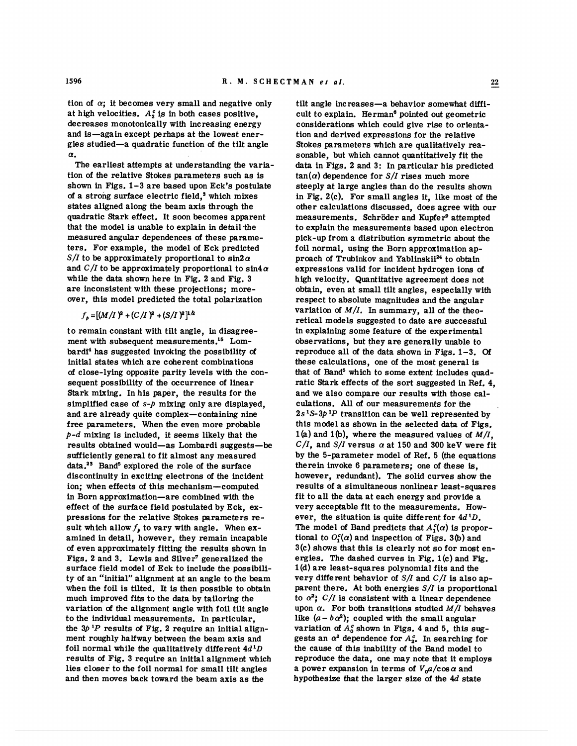tion of $\alpha$; it becomes very small and negative only at high velocities. $A_2^c$ is in both cases positive, decreases monotonically with increasing energy and is—again except perhaps at the lowest energies studied—a quadratic function of the tilt angle $\alpha$.

The earliest attempts at understanding the variation of the relative Stokes parameters such as is shown in Figs. 1–3 are based upon Eck's postulate of a strong surface electric field,[3] which mixes states aligned along the beam axis through the quadratic Stark effect. It soon becomes apparent that the model is unable to explain in detail the measured angular dependences of these parameters. For example, the model of Eck predicted $S/I$ to be approximately proportional to $\sin 2\alpha$ and $C/I$ to be approximately proportional to $\sin 4\alpha$ while the data shown here in Fig. 2 and Fig. 3 are inconsistent with these projections; moreover, this model predicted the total polarization

$$f_p = [(M/I)^2 + (C/I)^2 + (S/I)^2]^{1/2}$$

to remain constant with tilt angle, in disagreement with subsequent measurements.[15] Lombardi[4] has suggested invoking the possibility of initial states which are coherent combinations of close-lying opposite parity levels with the consequent possibility of the occurrence of linear Stark mixing. In his paper, the results for the simplified case of $s$-$p$ mixing only are displayed, and are already quite complex—containing nine free parameters. When the even more probable $p$-$d$ mixing is included, it seems likely that the results obtained would—as Lombardi suggests—be sufficiently general to fit almost any measured data.[23] Band[5] explored the role of the surface discontinuity in exciting electrons of the incident ion; when effects of this mechanism—computed in Born approximation—are combined with the effect of the surface field postulated by Eck, expressions for the relative Stokes parameters result which allow $f_p$ to vary with angle. When examined in detail, however, they remain incapable of even approximately fitting the results shown in Figs. 2 and 3. Lewis and Silver[7] generalized the surface field model of Eck to include the possibility of an "initial" alignment at an angle to the beam when the foil is tilted. It is then possible to obtain much improved fits to the data by tailoring the variation of the alignment angle with foil tilt angle to the individual measurements. In particular, the $3p\,^1P$ results of Fig. 2 require an initial alignment roughly halfway between the beam axis and foil normal while the qualitatively different $4d\,^1D$ results of Fig. 3 require an initial alignment which lies closer to the foil normal for small tilt angles and then moves back toward the beam axis as the tilt angle increases—a behavior somewhat difficult to explain. Herman[6] pointed out geometric considerations which could give rise to orientation and derived expressions for the relative Stokes parameters which are qualitatively reasonable, but which cannot quantitatively fit the data in Figs. 2 and 3: In particular his predicted $\tan(\alpha)$ dependence for $S/I$ rises much more steeply at large angles than do the results shown in Fig. 2(c). For small angles it, like most of the other calculations discussed, does agree with our measurements. Schröder and Kupfer[9] attempted to explain the measurements based upon electron pick-up from a distribution symmetric about the foil normal, using the Born approximation approach of Trubinkov and Yablinskii[24] to obtain expressions valid for incident hydrogen ions of high velocity. Quantitative agreement does not obtain, even at small tilt angles, especially with respect to absolute magnitudes and the angular variation of $M/I$. In summary, all of the theoretical models suggested to date are successful in explaining some feature of the experimental observations, but they are generally unable to reproduce all of the data shown in Figs. 1–3. Of these calculations, one of the most general is that of Band[5] which to some extent includes quadratic Stark effects of the sort suggested in Ref. 4, and we also compare our results with those calculations. All of our measurements for the $2s\,^1S$-$3p\,^1P$ transition can be well represented by this model as shown in the selected data of Figs. 1(a) and 1(b), where the measured values of $M/I$, $C/I$, and $S/I$ versus $\alpha$ at 150 and 300 keV were fit by the 5-parameter model of Ref. 5 (the equations therein invoke 6 parameters; one of these is, however, redundant). The solid curves show the results of a simultaneous nonlinear least-squares fit to all the data at each energy and provide a very acceptable fit to the measurements. However, the situation is quite different for $4d\,^1D$. The model of Band predicts that $A_1^c(\alpha)$ is proportional to $O_1^c(\alpha)$ and inspection of Figs. 3(b) and 3(c) shows that this is clearly not so for most energies. The dashed curves in Fig. 1(c) and Fig. 1(d) are least-squares polynomial fits and the very different behavior of $S/I$ and $C/I$ is also apparent there. At both energies $S/I$ is proportional to $\alpha^2$; $C/I$ is consistent with a linear dependence upon $\alpha$. For both transitions studied $M/I$ behaves like $(a - b\alpha^2)$; coupled with the small angular variation of $A_0^c$ shown in Figs. 4 and 5, this suggests an $\alpha^2$ dependence for $A_2^c$. In searching for the cause of this inability of the Band model to reproduce the data, one may note that it employs a power expansion in terms of $V_0 a/\cos\alpha$ and hypothesize that the larger size of the $4d$ state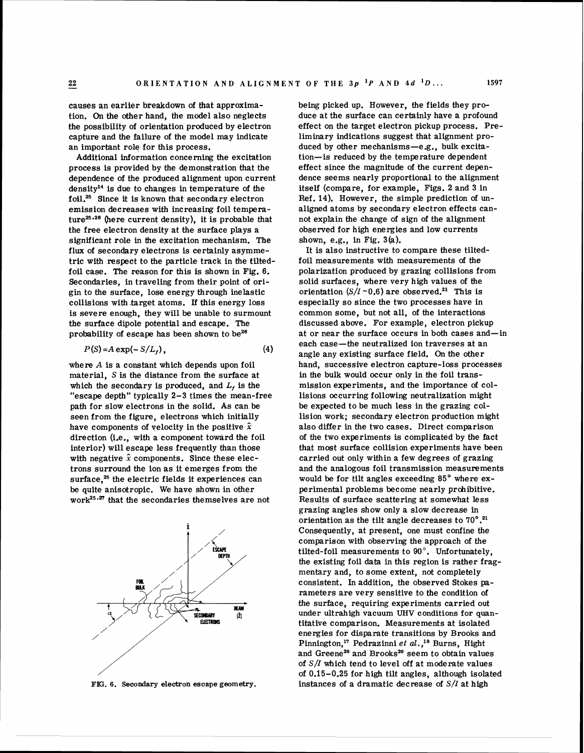causes an earlier breakdown of that approximation. On the other hand, the model also neglects the possibility of orientation produced by electron capture and the failure of the model may indicate an important role for this process.

Additional information concerning the excitation process is provided by the demonstration that the dependence of the produced alignment upon current density[14] is due to changes in temperature of the foil.[25] Since it is known that secondary electron emission decreases with increasing foil temperature[25,26] (here current density), it is probable that the free electron density at the surface plays a significant role in the excitation mechanism. The flux of secondary electrons is certainly asymmetric with respect to the particle track in the tilted-foil case. The reason for this is shown in Fig. 6. Secondaries, in traveling from their point of origin to the surface, lose energy through inelastic collisions with target atoms. If this energy loss is severe enough, they will be unable to surmount the surface dipole potential and escape. The probability of escape has been shown to be[26]

$$P(S) = A \exp(-S/L_f), \tag{4}$$

where $A$ is a constant which depends upon foil material, $S$ is the distance from the surface at which the secondary is produced, and $L_f$ is the "escape depth" typically 2–3 times the mean-free path for slow electrons in the solid. As can be seen from the figure, electrons which initially have components of velocity in the positive $\hat{x}$ direction (i.e., with a component toward the foil interior) will escape less frequently than those with negative $\hat{x}$ components. Since these electrons surround the ion as it emerges from the surface,[25] the electric fields it experiences can be quite anisotropic. We have shown in other work[25,27] that the secondaries themselves are not being picked up. However, the fields they produce at the surface can certainly have a profound effect on the target electron pickup process. Preliminary indications suggest that alignment produced by other mechanisms—e.g., bulk excitation—is reduced by the temperature dependent effect since the magnitude of the current dependence seems nearly proportional to the alignment itself (compare, for example, Figs. 2 and 3 in Ref. 14). However, the simple prediction of unaligned atoms by secondary electron effects cannot explain the change of sign of the alignment observed for high energies and low currents shown, e.g., in Fig. 3(a).

$\hat{x}$

ESCAPE DEPTH

FOIL BULK

$\alpha$

BEAM ($\hat{z}$)

SECONDARY ELECTRONS

FIG. 6. Secondary electron escape geometry.

It is also instructive to compare these tilted-foil measurements with measurements of the polarization produced by grazing collisions from solid surfaces, where very high values of the orientation ($S/I \sim 0.6$) are observed.[21] This is especially so since the two processes have in common some, but not all, of the interactions discussed above. For example, electron pickup at or near the surface occurs in both cases and—in each case—the neutralized ion traverses at an angle any existing surface field. On the other hand, successive electron capture-loss processes in the bulk would occur only in the foil transmission experiments, and the importance of collisions occurring following neutralization might be expected to be much less in the grazing collision work; secondary electron production might also differ in the two cases. Direct comparison of the two experiments is complicated by the fact that most surface collision experiments have been carried out only within a few degrees of grazing and the analogous foil transmission measurements would be for tilt angles exceeding 85° where experimental problems become nearly prohibitive. Results of surface scattering at somewhat less grazing angles show only a slow decrease in orientation as the tilt angle decreases to 70°.[21] Consequently, at present, one must confine the comparison with observing the approach of the tilted-foil measurements to 90°. Unfortunately, the existing foil data in this region is rather fragmentary and, to some extent, not completely consistent. In addition, the observed Stokes parameters are very sensitive to the condition of the surface, requiring experiments carried out under ultrahigh vacuum UHV conditions for quantitative comparison. Measurements at isolated energies for disparate transitions by Brooks and Pinnington,[17] Pedrazzini *et al.*,[18] Burns, Hight and Greene[28] and Brooks[29] seem to obtain values of $S/I$ which tend to level off at moderate values of 0.15–0.25 for high tilt angles, although isolated instances of a dramatic decrease of $S/I$ at high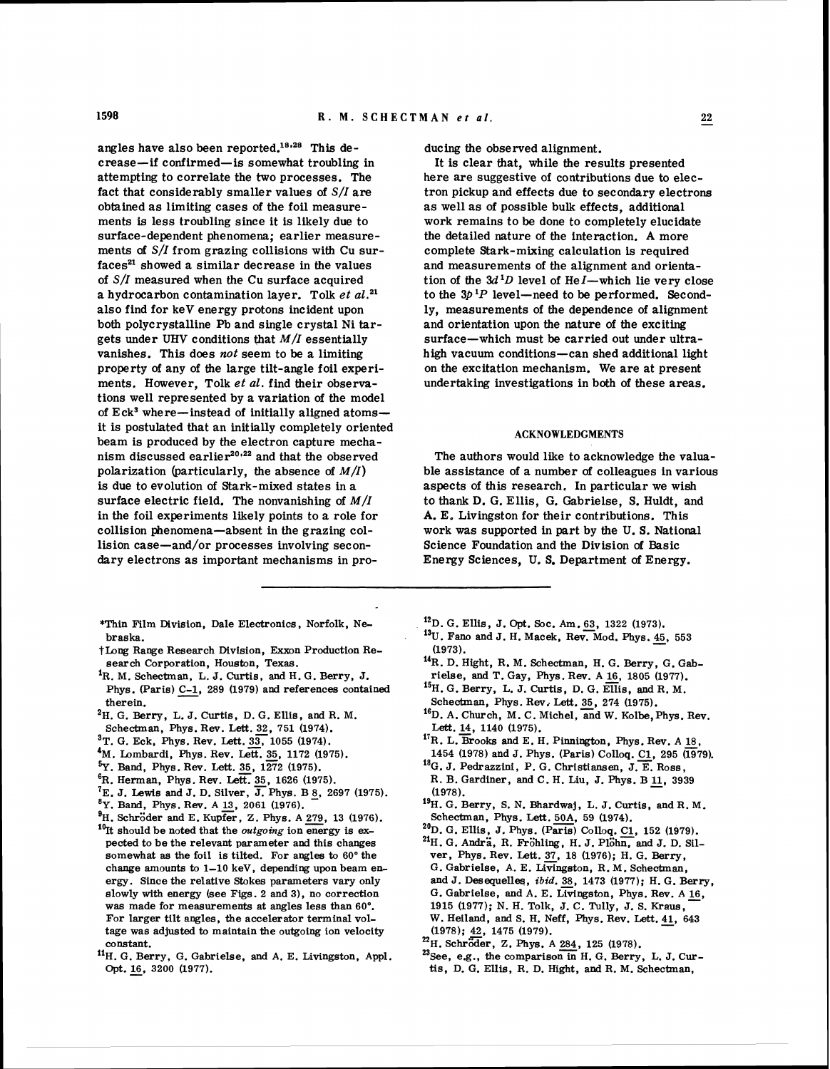angles have also been reported.[18,28] This decrease—if confirmed—is somewhat troubling in attempting to correlate the two processes. The fact that considerably smaller values of $S/I$ are obtained as limiting cases of the foil measurements is less troubling since it is likely due to surface-dependent phenomena; earlier measurements of $S/I$ from grazing collisions with Cu surfaces[21] showed a similar decrease in the values of $S/I$ measured when the Cu surface acquired a hydrocarbon contamination layer. Tolk *et al.*[21] also find for keV energy protons incident upon both polycrystalline Pb and single crystal Ni targets under UHV conditions that $M/I$ essentially vanishes. This does *not* seem to be a limiting property of any of the large tilt-angle foil experiments. However, Tolk *et al.* find their observations well represented by a variation of the model of Eck[3] where—instead of initially aligned atoms—it is postulated that an initially completely oriented beam is produced by the electron capture mechanism discussed earlier[20,22] and that the observed polarization (particularly, the absence of $M/I$) is due to evolution of Stark-mixed states in a surface electric field. The nonvanishing of $M/I$ in the foil experiments likely points to a role for collision phenomena—absent in the grazing collision case—and/or processes involving secondary electrons as important mechanisms in producing the observed alignment.

It is clear that, while the results presented here are suggestive of contributions due to electron pickup and effects due to secondary electrons as well as of possible bulk effects, additional work remains to be done to completely elucidate the detailed nature of the interaction. A more complete Stark-mixing calculation is required and measurements of the alignment and orientation of the $3d\,^1D$ level of He *I*—which lie very close to the $3p\,^1P$ level—need to be performed. Secondly, measurements of the dependence of alignment and orientation upon the nature of the exciting surface—which must be carried out under ultrahigh vacuum conditions—can shed additional light on the excitation mechanism. We are at present undertaking investigations in both of these areas.

## ACKNOWLEDGMENTS

The authors would like to acknowledge the valuable assistance of a number of colleagues in various aspects of this research. In particular we wish to thank D. G. Ellis, G. Gabrielse, S. Huldt, and A. E. Livingston for their contributions. This work was supported in part by the U. S. National Science Foundation and the Division of Basic Energy Sciences, U. S. Department of Energy.

---

*Thin Film Division, Dale Electronics, Norfolk, Nebraska.

†Long Range Research Division, Exxon Production Research Corporation, Houston, Texas.

[1] R. M. Schectman, L. J. Curtis, and H. G. Berry, J. Phys. (Paris) C-1, 289 (1979) and references contained therein.

[2] H. G. Berry, L. J. Curtis, D. G. Ellis, and R. M. Schectman, Phys. Rev. Lett. 32, 751 (1974).

[3] T. G. Eck, Phys. Rev. Lett. 33, 1055 (1974).

[4] M. Lombardi, Phys. Rev. Lett. 35, 1172 (1975).

[5] Y. Band, Phys. Rev. Lett. 35, 1272 (1975).

[6] R. Herman, Phys. Rev. Lett. 35, 1626 (1975).

[7] E. J. Lewis and J. D. Silver, J. Phys. B 8, 2697 (1975).

[8] Y. Band, Phys. Rev. A 13, 2061 (1976).

[9] H. Schröder and E. Kupfer, Z. Phys. A 279, 13 (1976).

[10] It should be noted that the *outgoing* ion energy is expected to be the relevant parameter and this changes somewhat as the foil is tilted. For angles to 60° the change amounts to 1–10 keV, depending upon beam energy. Since the relative Stokes parameters vary only slowly with energy (see Figs. 2 and 3), no correction was made for measurements at angles less than 60°. For larger tilt angles, the accelerator terminal voltage was adjusted to maintain the outgoing ion velocity constant.

[11] H. G. Berry, G. Gabrielse, and A. E. Livingston, Appl. Opt. 16, 3200 (1977).

[12] D. G. Ellis, J. Opt. Soc. Am. 63, 1322 (1973).

[13] U. Fano and J. H. Macek, Rev. Mod. Phys. 45, 553 (1973).

[14] R. D. Hight, R. M. Schectman, H. G. Berry, G. Gabrielse, and T. Gay, Phys. Rev. A 16, 1805 (1977).

[15] H. G. Berry, L. J. Curtis, D. G. Ellis, and R. M. Schectman, Phys. Rev. Lett. 35, 274 (1975).

[16] D. A. Church, M. C. Michel, and W. Kolbe, Phys. Rev. Lett. 14, 1140 (1975).

[17] R. L. Brooks and E. H. Pinnington, Phys. Rev. A 18, 1454 (1978) and J. Phys. (Paris) Colloq. C1, 295 (1979).

[18] G. J. Pedrazzini, P. G. Christiansen, J. E. Ross, R. B. Gardiner, and C. H. Liu, J. Phys. B 11, 3939 (1978).

[19] H. G. Berry, S. N. Bhardwaj, L. J. Curtis, and R. M. Schectman, Phys. Lett. 50A, 59 (1974).

[20] D. G. Ellis, J. Phys. (Paris) Colloq. C1, 152 (1979).

[21] H. G. Andrä, R. Fröhling, H. J. Plöhn, and J. D. Silver, Phys. Rev. Lett. 37, 18 (1976); H. G. Berry, G. Gabrielse, A. E. Livingston, R. M. Schectman, and J. Desesquelles, *ibid.* 38, 1473 (1977); H. G. Berry, G. Gabrielse, and A. E. Livingston, Phys. Rev. A 16, 1915 (1977); N. H. Tolk, J. C. Tully, J. S. Kraus, W. Heiland, and S. H. Neff, Phys. Rev. Lett. 41, 643 (1978); 42, 1475 (1979).

[22] H. Schröder, Z. Phys. A 284, 125 (1978).

[23] See, e.g., the comparison in H. G. Berry, L. J. Curtis, D. G. Ellis, R. D. Hight, and R. M. Schectman,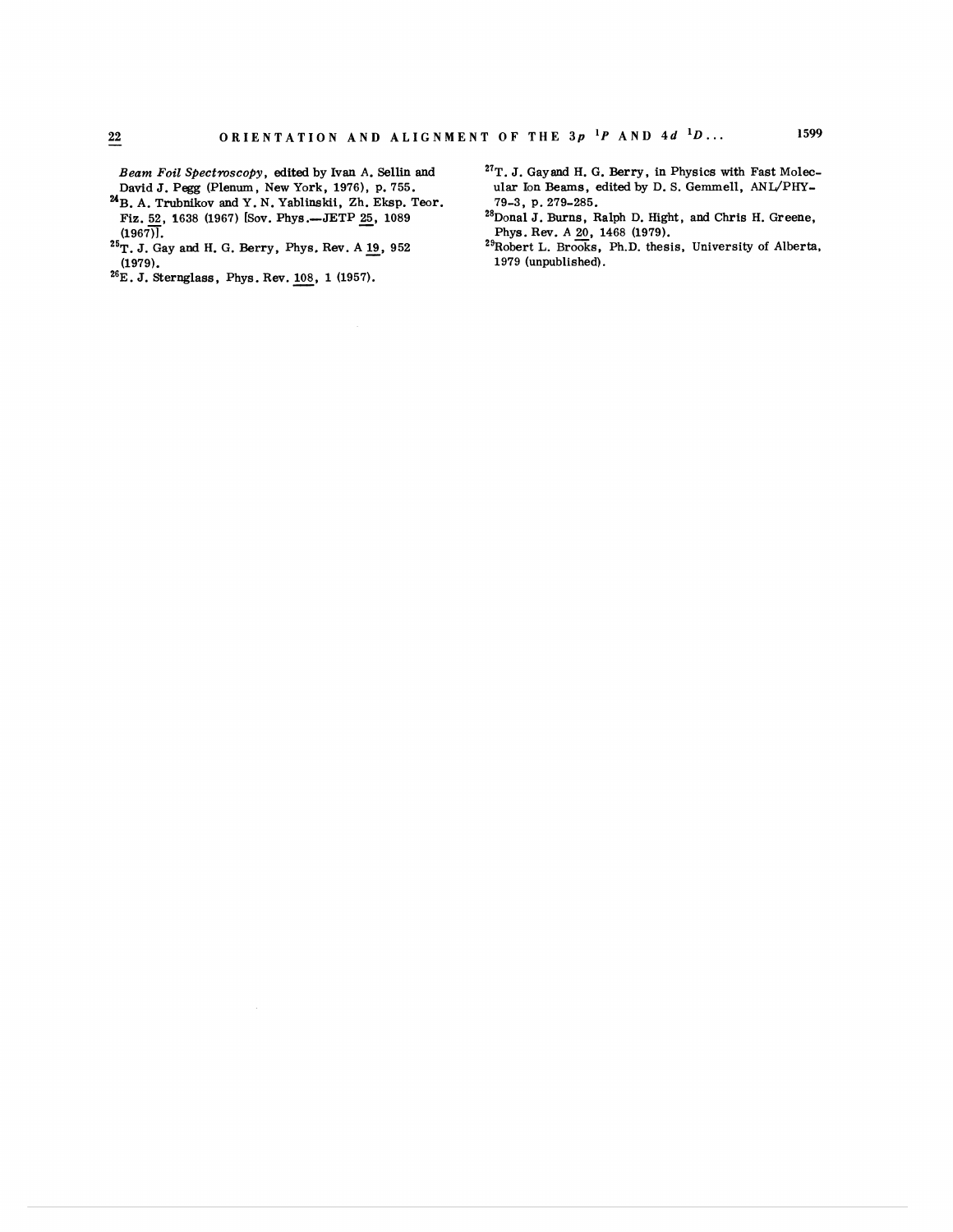*Beam Foil Spectroscopy*, edited by Ivan A. Sellin and David J. Pegg (Plenum, New York, 1976), p. 755.

[24] B. A. Trubnikov and Y. N. Yablinskii, Zh. Eksp. Teor. Fiz. 52, 1638 (1967) [Sov. Phys.—JETP 25, 1089 (1967)].

[25] T. J. Gay and H. G. Berry, Phys. Rev. A 19, 952 (1979).

[26] E. J. Sternglass, Phys. Rev. 108, 1 (1957).

[27] T. J. Gay and H. G. Berry, in Physics with Fast Molecular Ion Beams, edited by D. S. Gemmell, ANL/PHY-79-3, p. 279-285.

[28] Donal J. Burns, Ralph D. Hight, and Chris H. Greene, Phys. Rev. A 20, 1468 (1979).

[29] Robert L. Brooks, Ph.D. thesis, University of Alberta, 1979 (unpublished).